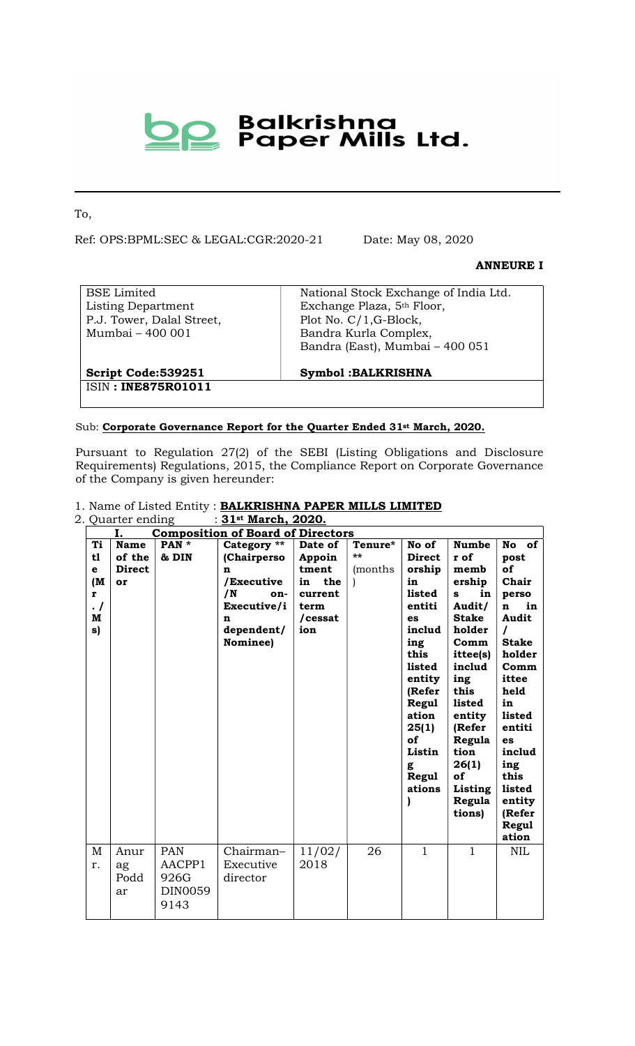# Balkrishna Paper Mills Ltd.

To,

Ref: OPS:BPML:SEC & LEGAL:CGR:2020-21 Date: May 08, 2020

**ANNEURE I**

| BSE Limited<br>Listing Department<br>P.J. Tower, Dalal Street,<br>Mumbai – 400 001 | National Stock Exchange of India Ltd.<br>Exchange Plaza, 5th Floor,<br>Plot No. C/1,G-Block,<br>Bandra Kurla Complex,<br>Bandra (East), Mumbai – 400 051 |
|---|---|
| **Script Code:539251** | **Symbol :BALKRISHNA** |
| ISIN **: INE875R01011** | |

Sub: **Corporate Governance Report for the Quarter Ended 31st March, 2020.**

Pursuant to Regulation 27(2) of the SEBI (Listing Obligations and Disclosure Requirements) Regulations, 2015, the Compliance Report on Corporate Governance of the Company is given hereunder:

1. Name of Listed Entity : **BALKRISHNA PAPER MILLS LIMITED**
2. Quarter ending : **31st March, 2020.**

**I. Composition of Board of Directors**

| Title (Mr./Ms) | Name of the Director | PAN * & DIN | Category ** (Chairperson /Executive /Non-Executive/independent/ Nominee) | Date of Appointment in the current term /cessation | Tenure*** (months) | No of Directorship in listed entities including this listed entity (Refer Regulation 25(1) of Listing Regulations) | Number of memberships in Audit/ Stakeholder Committee(s) including this listed entity (Refer Regulation 26(1) of Listing Regulations) | No of post of Chairperson in Audit / Stakeholder Committee held in listed entities including this listed entity (Refer Regulation |
|---|---|---|---|---|---|---|---|---|
| Mr. | Anurag Poddar | PAN AACPP1926G DIN00599143 | Chairman– Executive director | 11/02/2018 | 26 | 1 | 1 | NIL |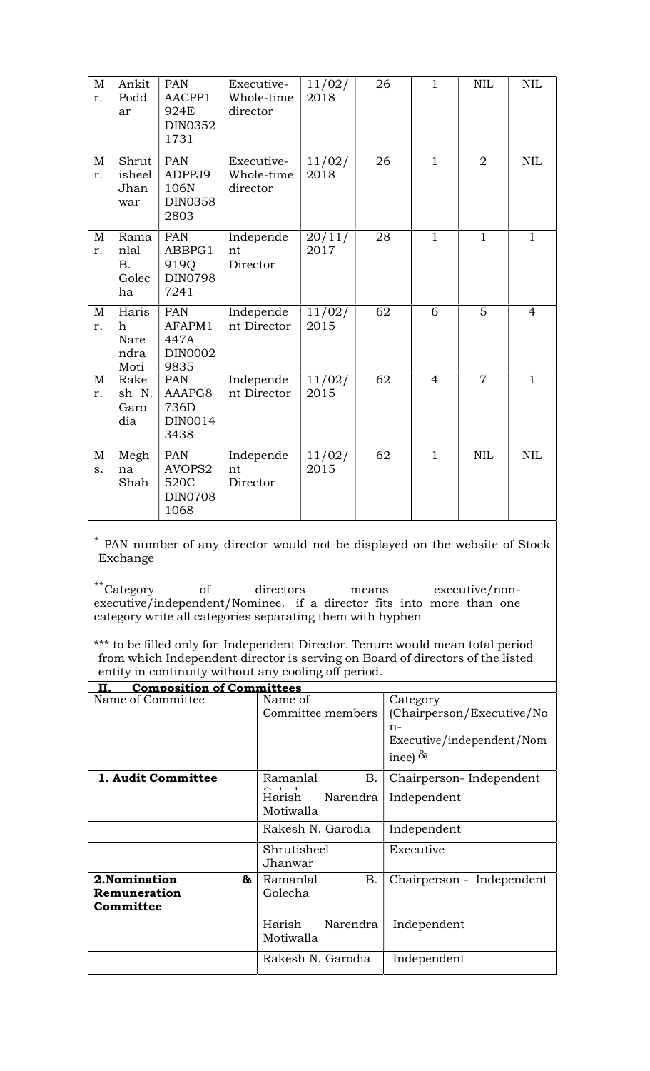| Mr. | Ankit Poddar | PAN AACPP1924E DIN03521731 | Executive-Whole-time director | 11/02/2018 | 26 | 1 | NIL | NIL |
|---|---|---|---|---|---|---|---|---|
| Mr. | Shrutisheel Jhanwar | PAN ADPPJ9106N DIN03582803 | Executive-Whole-time director | 11/02/2018 | 26 | 1 | 2 | NIL |
| Mr. | Ramanlal B. Golecha | PAN ABBPG1919Q DIN07987241 | Independent Director | 20/11/2017 | 28 | 1 | 1 | 1 |
| Mr. | Harish Narendra Moti | PAN AFAPM1447A DIN00029835 | Independent Director | 11/02/2015 | 62 | 6 | 5 | 4 |
| Mr. | Rakesh N. Garodia | PAN AAAPG8736D DIN00143438 | Independent Director | 11/02/2015 | 62 | 4 | 7 | 1 |
| Ms. | Meghna Shah | PAN AVOPS2520C DIN07081068 | Independent Director | 11/02/2015 | 62 | 1 | NIL | NIL |

* PAN number of any director would not be displayed on the website of Stock Exchange

** Category of directors means executive/non-executive/independent/Nominee. if a director fits into more than one category write all categories separating them with hyphen

*** to be filled only for Independent Director. Tenure would mean total period from which Independent director is serving on Board of directors of the listed entity in continuity without any cooling off period.

**II. Composition of Committees**

| Name of Committee | Name of Committee members | Category (Chairperson/Executive/Non-Executive/independent/Nominee) & |
|---|---|---|
| **1. Audit Committee** | Ramanlal B. Golecha | Chairperson- Independent |
| | Harish Narendra Motiwalla | Independent |
| | Rakesh N. Garodia | Independent |
| | Shrutisheel Jhanwar | Executive |
| **2.Nomination & Remuneration Committee** | Ramanlal B. Golecha | Chairperson - Independent |
| | Harish Narendra Motiwalla | Independent |
| | Rakesh N. Garodia | Independent |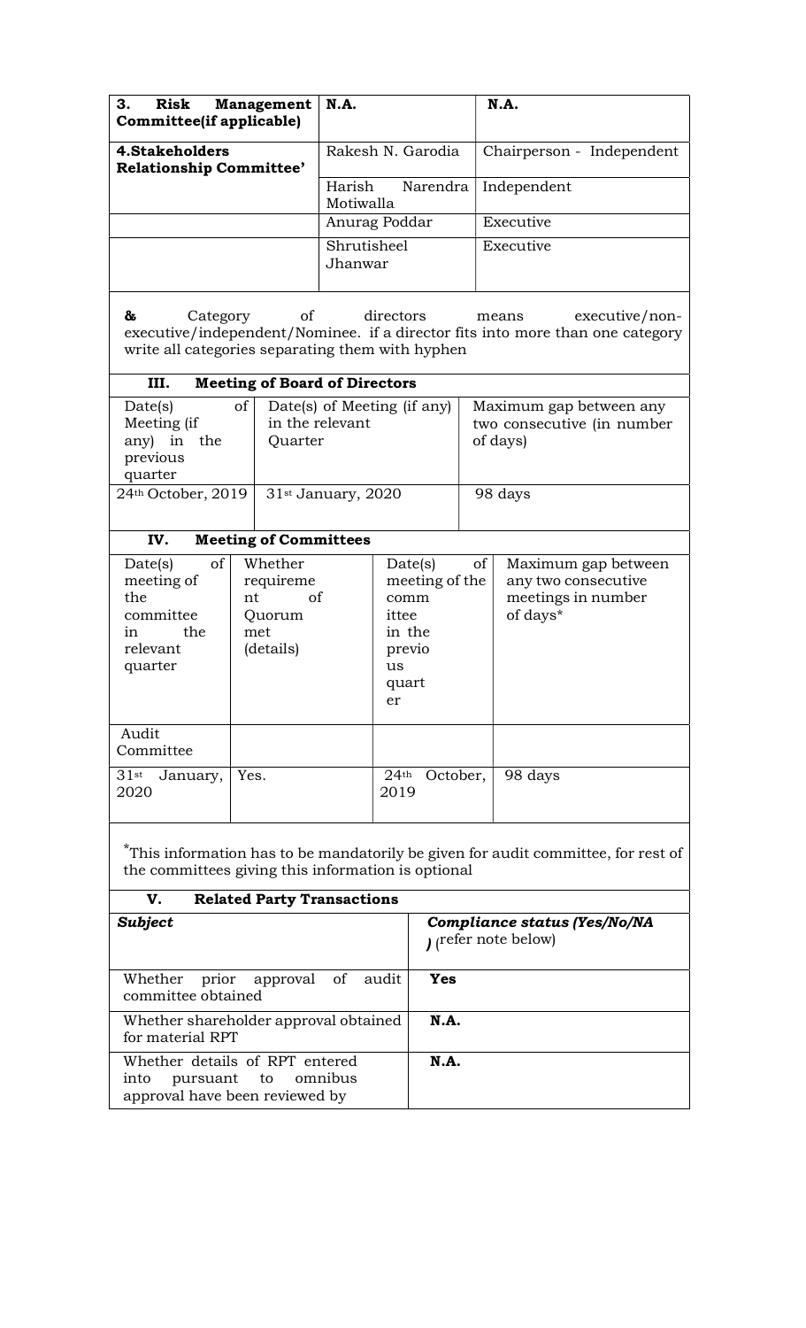| 3. Risk Management Committee(if applicable) | N.A. | N.A. |
|---|---|---|
| 4.Stakeholders Relationship Committee' | Rakesh N. Garodia | Chairperson - Independent |
| | Harish Narendra Motiwalla | Independent |
| | Anurag Poddar | Executive |
| | Shrutisheel Jhanwar | Executive |

& Category of directors means executive/non-executive/independent/Nominee. if a director fits into more than one category write all categories separating them with hyphen

### III. Meeting of Board of Directors

| Date(s) of Meeting (if any) in the previous quarter | Date(s) of Meeting (if any) in the relevant Quarter | Maximum gap between any two consecutive (in number of days) |
|---|---|---|
| 24th October, 2019 | 31st January, 2020 | 98 days |

### IV. Meeting of Committees

| Date(s) of meeting of the committee in the relevant quarter | Whether requirement of Quorum met (details) | Date(s) of meeting of the committee in the previous quarter | Maximum gap between any two consecutive meetings in number of days* |
|---|---|---|---|
| Audit Committee | | | |
| 31st January, 2020 | Yes. | 24th October, 2019 | 98 days |

*This information has to be mandatorily be given for audit committee, for rest of the committees giving this information is optional

### V. Related Party Transactions

| ***Subject*** | ***Compliance status (Yes/No/NA)*** (refer note below) |
|---|---|
| Whether prior approval of audit committee obtained | **Yes** |
| Whether shareholder approval obtained for material RPT | **N.A.** |
| Whether details of RPT entered into pursuant to omnibus approval have been reviewed by | **N.A.** |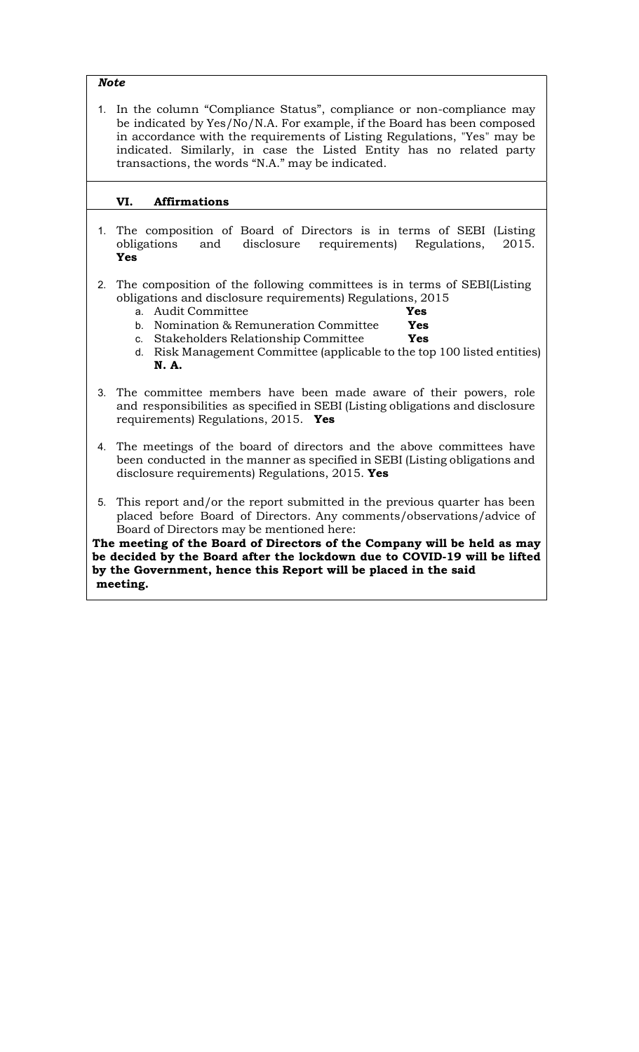***Note***

1. In the column "Compliance Status", compliance or non-compliance may be indicated by Yes/No/N.A. For example, if the Board has been composed in accordance with the requirements of Listing Regulations, "Yes" may be indicated. Similarly, in case the Listed Entity has no related party transactions, the words "N.A." may be indicated.

## VI. Affirmations

1. The composition of Board of Directors is in terms of SEBI (Listing obligations and disclosure requirements) Regulations, 2015. **Yes**

2. The composition of the following committees is in terms of SEBI(Listing obligations and disclosure requirements) Regulations, 2015
   a. Audit Committee **Yes**
   b. Nomination & Remuneration Committee **Yes**
   c. Stakeholders Relationship Committee **Yes**
   d. Risk Management Committee (applicable to the top 100 listed entities) **N. A.**

3. The committee members have been made aware of their powers, role and responsibilities as specified in SEBI (Listing obligations and disclosure requirements) Regulations, 2015. **Yes**

4. The meetings of the board of directors and the above committees have been conducted in the manner as specified in SEBI (Listing obligations and disclosure requirements) Regulations, 2015. **Yes**

5. This report and/or the report submitted in the previous quarter has been placed before Board of Directors. Any comments/observations/advice of Board of Directors may be mentioned here:

**The meeting of the Board of Directors of the Company will be held as may be decided by the Board after the lockdown due to COVID-19 will be lifted by the Government, hence this Report will be placed in the said meeting.**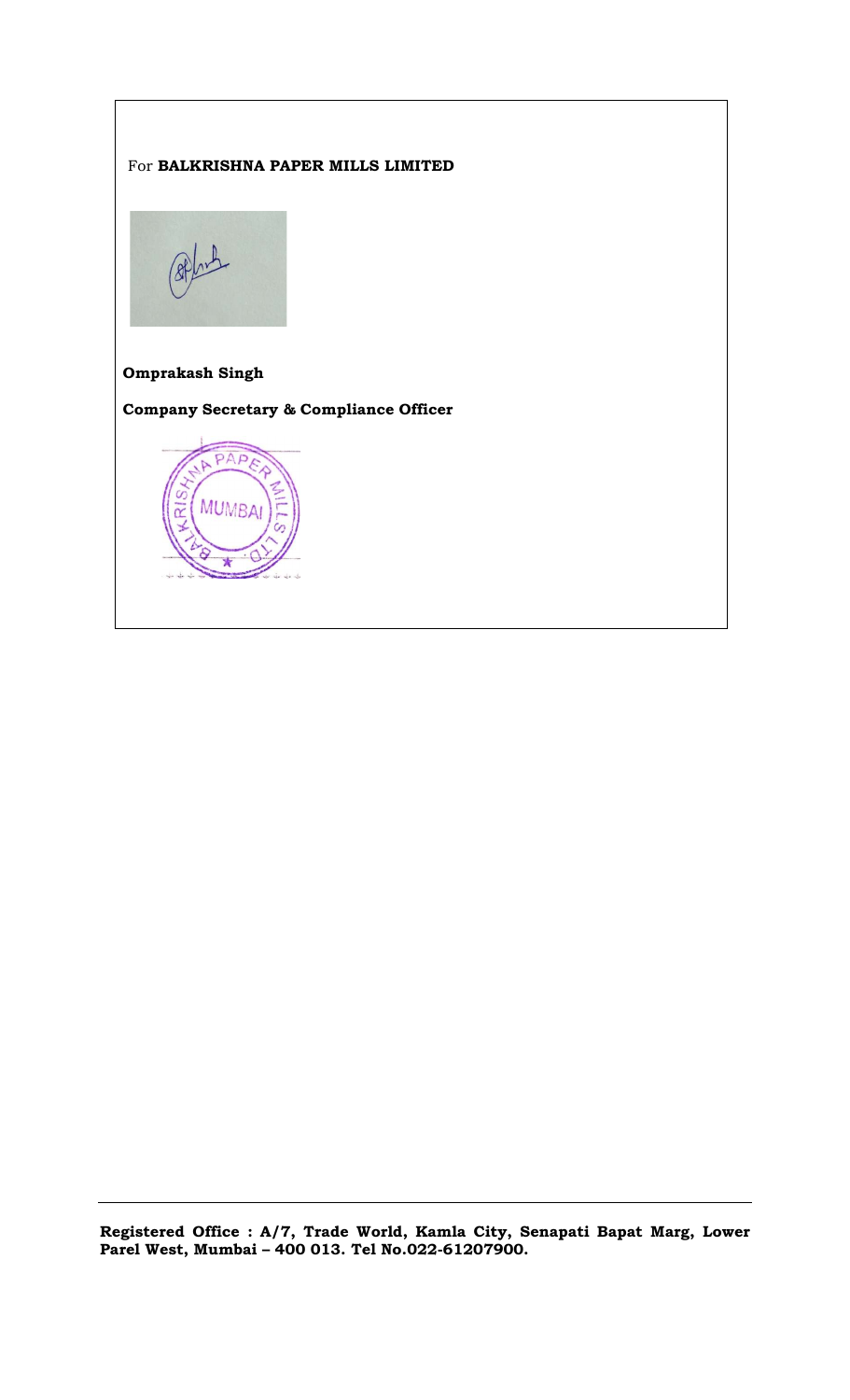For **BALKRISHNA PAPER MILLS LIMITED**

**Omprakash Singh**

**Company Secretary & Compliance Officer**

**Registered Office : A/7, Trade World, Kamla City, Senapati Bapat Marg, Lower Parel West, Mumbai – 400 013. Tel No.022-61207900.**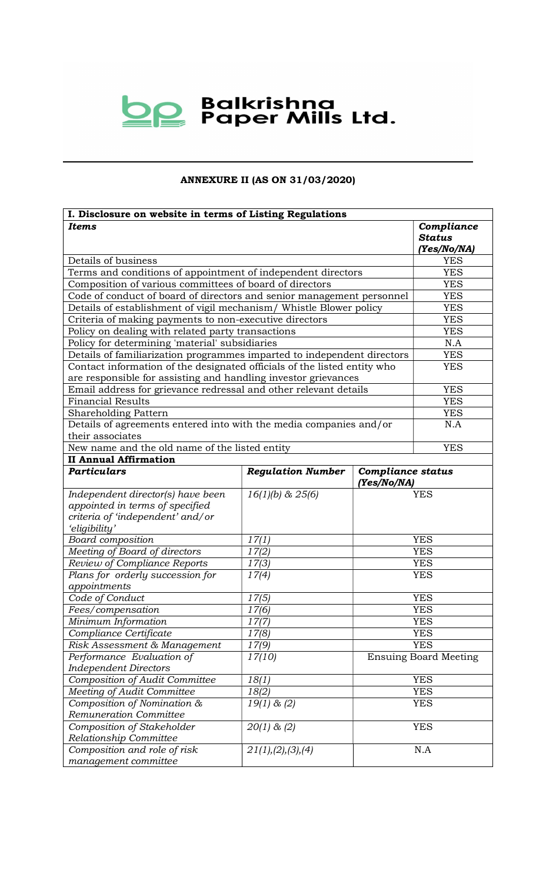# Balkrishna Paper Mills Ltd.

## ANNEXURE II (AS ON 31/03/2020)

| I. Disclosure on website in terms of Listing Regulations | |
|---|---|
| ***Items*** | ***Compliance Status (Yes/No/NA)*** |
| Details of business | YES |
| Terms and conditions of appointment of independent directors | YES |
| Composition of various committees of board of directors | YES |
| Code of conduct of board of directors and senior management personnel | YES |
| Details of establishment of vigil mechanism/ Whistle Blower policy | YES |
| Criteria of making payments to non-executive directors | YES |
| Policy on dealing with related party transactions | YES |
| Policy for determining 'material' subsidiaries | N.A |
| Details of familiarization programmes imparted to independent directors | YES |
| Contact information of the designated officials of the listed entity who are responsible for assisting and handling investor grievances | YES |
| Email address for grievance redressal and other relevant details | YES |
| Financial Results | YES |
| Shareholding Pattern | YES |
| Details of agreements entered into with the media companies and/or their associates | N.A |
| New name and the old name of the listed entity | YES |

**II Annual Affirmation**

| ***Particulars*** | ***Regulation Number*** | ***Compliance status (Yes/No/NA)*** |
|---|---|---|
| *Independent director(s) have been appointed in terms of specified criteria of 'independent' and/or 'eligibility'* | *16(1)(b) & 25(6)* | YES |
| *Board composition* | *17(1)* | YES |
| *Meeting of Board of directors* | *17(2)* | YES |
| *Review of Compliance Reports* | *17(3)* | YES |
| *Plans for orderly succession for appointments* | *17(4)* | YES |
| *Code of Conduct* | *17(5)* | YES |
| *Fees/compensation* | *17(6)* | YES |
| *Minimum Information* | *17(7)* | YES |
| *Compliance Certificate* | *17(8)* | YES |
| *Risk Assessment & Management* | *17(9)* | YES |
| *Performance Evaluation of Independent Directors* | *17(10)* | Ensuing Board Meeting |
| *Composition of Audit Committee* | *18(1)* | YES |
| *Meeting of Audit Committee* | *18(2)* | YES |
| *Composition of Nomination & Remuneration Committee* | *19(1) & (2)* | YES |
| *Composition of Stakeholder Relationship Committee* | *20(1) & (2)* | YES |
| *Composition and role of risk management committee* | *21(1),(2),(3),(4)* | N.A |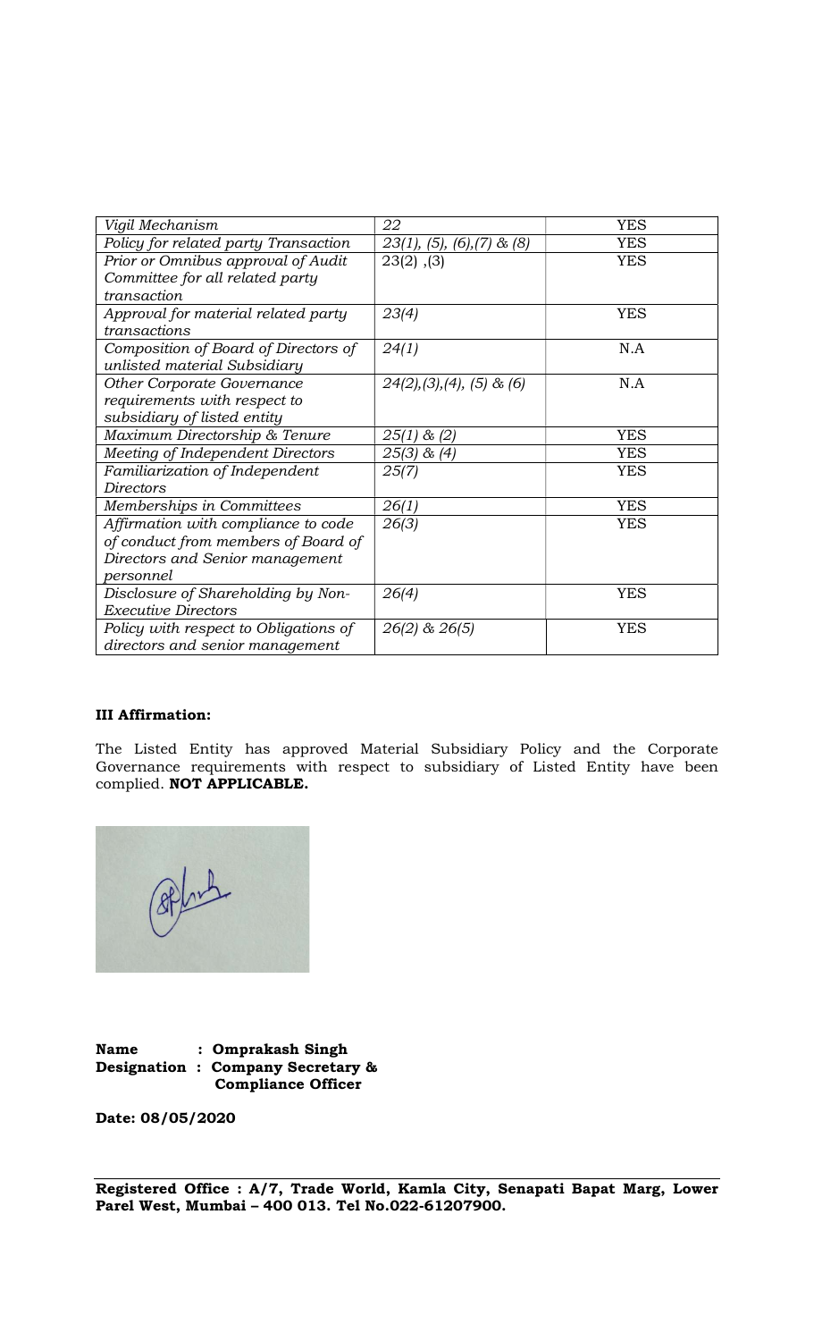| | | |
|---|---|---|
| *Vigil Mechanism* | *22* | YES |
| *Policy for related party Transaction* | *23(1), (5), (6),(7) & (8)* | YES |
| *Prior or Omnibus approval of Audit Committee for all related party transaction* | 23(2) ,(3) | YES |
| *Approval for material related party transactions* | *23(4)* | YES |
| *Composition of Board of Directors of unlisted material Subsidiary* | *24(1)* | N.A |
| *Other Corporate Governance requirements with respect to subsidiary of listed entity* | *24(2),(3),(4), (5) & (6)* | N.A |
| *Maximum Directorship & Tenure* | *25(1) & (2)* | YES |
| *Meeting of Independent Directors* | *25(3) & (4)* | YES |
| *Familiarization of Independent Directors* | *25(7)* | YES |
| *Memberships in Committees* | *26(1)* | YES |
| *Affirmation with compliance to code of conduct from members of Board of Directors and Senior management personnel* | *26(3)* | YES |
| *Disclosure of Shareholding by Non-Executive Directors* | *26(4)* | YES |
| *Policy with respect to Obligations of directors and senior management* | *26(2) & 26(5)* | YES |

**III Affirmation:**

The Listed Entity has approved Material Subsidiary Policy and the Corporate Governance requirements with respect to subsidiary of Listed Entity have been complied. **NOT APPLICABLE.**

**Name : Omprakash Singh**
**Designation : Company Secretary & Compliance Officer**

**Date: 08/05/2020**

**Registered Office : A/7, Trade World, Kamla City, Senapati Bapat Marg, Lower Parel West, Mumbai – 400 013. Tel No.022-61207900.**